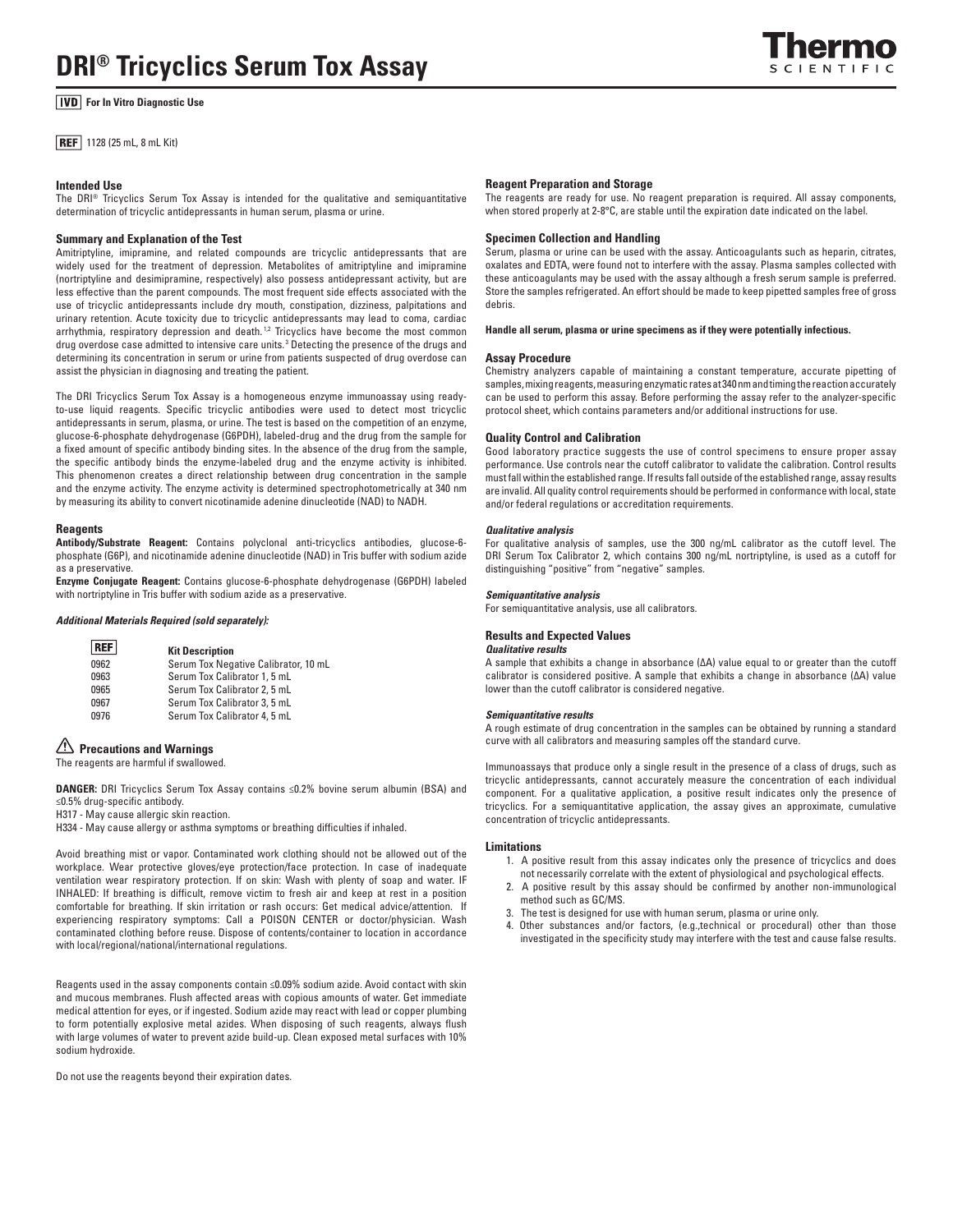# DRI® Tricyclics Serum Tox Assay

**IVD** **For In Vitro Diagnostic Use**

**REF** 1128 (25 mL, 8 mL Kit)

### Intended Use

The DRI® Tricyclics Serum Tox Assay is intended for the qualitative and semiquantitative determination of tricyclic antidepressants in human serum, plasma or urine.

### Summary and Explanation of the Test

Amitriptyline, imipramine, and related compounds are tricyclic antidepressants that are widely used for the treatment of depression. Metabolites of amitriptyline and imipramine (nortriptyline and desimipramine, respectively) also possess antidepressant activity, but are less effective than the parent compounds. The most frequent side effects associated with the use of tricyclic antidepressants include dry mouth, constipation, dizziness, palpitations and urinary retention. Acute toxicity due to tricyclic antidepressants may lead to coma, cardiac arrhythmia, respiratory depression and death.[1,2] Tricyclics have become the most common drug overdose case admitted to intensive care units.[3] Detecting the presence of the drugs and determining its concentration in serum or urine from patients suspected of drug overdose can assist the physician in diagnosing and treating the patient.

The DRI Tricyclics Serum Tox Assay is a homogeneous enzyme immunoassay using ready-to-use liquid reagents. Specific tricyclic antibodies were used to detect most tricyclic antidepressants in serum, plasma, or urine. The test is based on the competition of an enzyme, glucose-6-phosphate dehydrogenase (G6PDH), labeled-drug and the drug from the sample for a fixed amount of specific antibody binding sites. In the absence of the drug from the sample, the specific antibody binds the enzyme-labeled drug and the enzyme activity is inhibited. This phenomenon creates a direct relationship between drug concentration in the sample and the enzyme activity. The enzyme activity is determined spectrophotometrically at 340 nm by measuring its ability to convert nicotinamide adenine dinucleotide (NAD) to NADH.

### Reagents

**Antibody/Substrate Reagent:** Contains polyclonal anti-tricyclics antibodies, glucose-6-phosphate (G6P), and nicotinamide adenine dinucleotide (NAD) in Tris buffer with sodium azide as a preservative.

**Enzyme Conjugate Reagent:** Contains glucose-6-phosphate dehydrogenase (G6PDH) labeled with nortriptyline in Tris buffer with sodium azide as a preservative.

***Additional Materials Required (sold separately):***

| REF | Kit Description |
|---|---|
| 0962 | Serum Tox Negative Calibrator, 10 mL |
| 0963 | Serum Tox Calibrator 1, 5 mL |
| 0965 | Serum Tox Calibrator 2, 5 mL |
| 0967 | Serum Tox Calibrator 3, 5 mL |
| 0976 | Serum Tox Calibrator 4, 5 mL |

### ⚠ Precautions and Warnings

The reagents are harmful if swallowed.

**DANGER:** DRI Tricyclics Serum Tox Assay contains ≤0.2% bovine serum albumin (BSA) and ≤0.5% drug-specific antibody.

H317 - May cause allergic skin reaction.

H334 - May cause allergy or asthma symptoms or breathing difficulties if inhaled.

Avoid breathing mist or vapor. Contaminated work clothing should not be allowed out of the workplace. Wear protective gloves/eye protection/face protection. In case of inadequate ventilation wear respiratory protection. If on skin: Wash with plenty of soap and water. IF INHALED: If breathing is difficult, remove victim to fresh air and keep at rest in a position comfortable for breathing. If skin irritation or rash occurs: Get medical advice/attention. If experiencing respiratory symptoms: Call a POISON CENTER or doctor/physician. Wash contaminated clothing before reuse. Dispose of contents/container to location in accordance with local/regional/national/international regulations.

Reagents used in the assay components contain ≤0.09% sodium azide. Avoid contact with skin and mucous membranes. Flush affected areas with copious amounts of water. Get immediate medical attention for eyes, or if ingested. Sodium azide may react with lead or copper plumbing to form potentially explosive metal azides. When disposing of such reagents, always flush with large volumes of water to prevent azide build-up. Clean exposed metal surfaces with 10% sodium hydroxide.

Do not use the reagents beyond their expiration dates.

### Reagent Preparation and Storage

The reagents are ready for use. No reagent preparation is required. All assay components, when stored properly at 2-8°C, are stable until the expiration date indicated on the label.

### Specimen Collection and Handling

Serum, plasma or urine can be used with the assay. Anticoagulants such as heparin, citrates, oxalates and EDTA, were found not to interfere with the assay. Plasma samples collected with these anticoagulants may be used with the assay although a fresh serum sample is preferred. Store the samples refrigerated. An effort should be made to keep pipetted samples free of gross debris.

**Handle all serum, plasma or urine specimens as if they were potentially infectious.**

### Assay Procedure

Chemistry analyzers capable of maintaining a constant temperature, accurate pipetting of samples, mixing reagents, measuring enzymatic rates at 340 nm and timing the reaction accurately can be used to perform this assay. Before performing the assay refer to the analyzer-specific protocol sheet, which contains parameters and/or additional instructions for use.

### Quality Control and Calibration

Good laboratory practice suggests the use of control specimens to ensure proper assay performance. Use controls near the cutoff calibrator to validate the calibration. Control results must fall within the established range. If results fall outside of the established range, assay results are invalid. All quality control requirements should be performed in conformance with local, state and/or federal regulations or accreditation requirements.

***Qualitative analysis***

For qualitative analysis of samples, use the 300 ng/mL calibrator as the cutoff level. The DRI Serum Tox Calibrator 2, which contains 300 ng/mL nortriptyline, is used as a cutoff for distinguishing "positive" from "negative" samples.

***Semiquantitative analysis***

For semiquantitative analysis, use all calibrators.

### Results and Expected Values

***Qualitative results***

A sample that exhibits a change in absorbance ($\Delta A$) value equal to or greater than the cutoff calibrator is considered positive. A sample that exhibits a change in absorbance ($\Delta A$) value lower than the cutoff calibrator is considered negative.

***Semiquantitative results***

A rough estimate of drug concentration in the samples can be obtained by running a standard curve with all calibrators and measuring samples off the standard curve.

Immunoassays that produce only a single result in the presence of a class of drugs, such as tricyclic antidepressants, cannot accurately measure the concentration of each individual component. For a qualitative application, a positive result indicates only the presence of tricyclics. For a semiquantitative application, the assay gives an approximate, cumulative concentration of tricyclic antidepressants.

### Limitations

1. A positive result from this assay indicates only the presence of tricyclics and does not necessarily correlate with the extent of physiological and psychological effects.
2. A positive result by this assay should be confirmed by another non-immunological method such as GC/MS.
3. The test is designed for use with human serum, plasma or urine only.
4. Other substances and/or factors, (e.g.,technical or procedural) other than those investigated in the specificity study may interfere with the test and cause false results.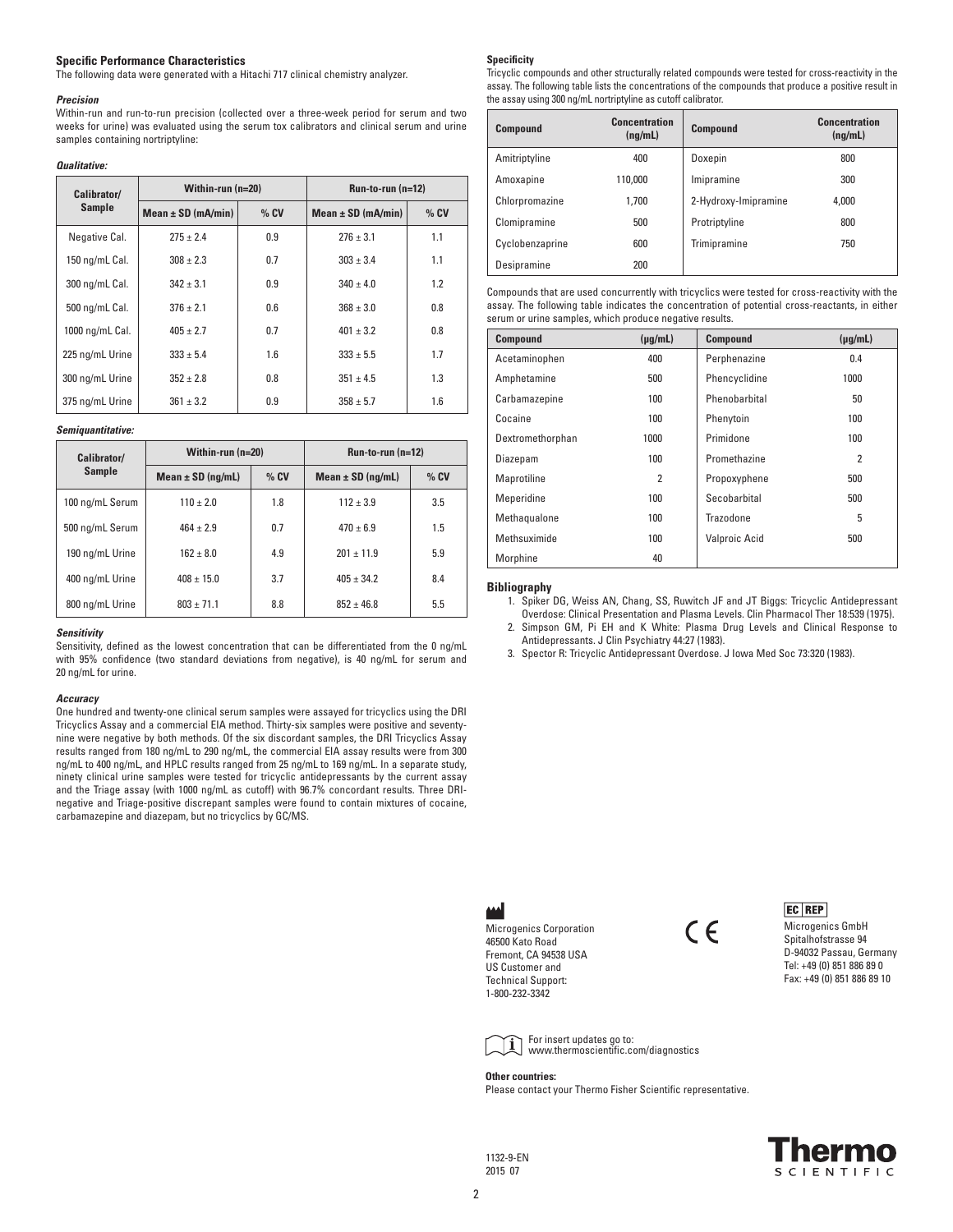## Specific Performance Characteristics

The following data were generated with a Hitachi 717 clinical chemistry analyzer.

### *Precision*

Within-run and run-to-run precision (collected over a three-week period for serum and two weeks for urine) was evaluated using the serum tox calibrators and clinical serum and urine samples containing nortriptyline:

#### *Qualitative:*

| Calibrator/ Sample | Within-run (n=20) | | Run-to-run (n=12) | |
|---|---|---|---|---|
| | Mean ± SD (mA/min) | % CV | Mean ± SD (mA/min) | % CV |
| Negative Cal. | 275 ± 2.4 | 0.9 | 276 ± 3.1 | 1.1 |
| 150 ng/mL Cal. | 308 ± 2.3 | 0.7 | 303 ± 3.4 | 1.1 |
| 300 ng/mL Cal. | 342 ± 3.1 | 0.9 | 340 ± 4.0 | 1.2 |
| 500 ng/mL Cal. | 376 ± 2.1 | 0.6 | 368 ± 3.0 | 0.8 |
| 1000 ng/mL Cal. | 405 ± 2.7 | 0.7 | 401 ± 3.2 | 0.8 |
| 225 ng/mL Urine | 333 ± 5.4 | 1.6 | 333 ± 5.5 | 1.7 |
| 300 ng/mL Urine | 352 ± 2.8 | 0.8 | 351 ± 4.5 | 1.3 |
| 375 ng/mL Urine | 361 ± 3.2 | 0.9 | 358 ± 5.7 | 1.6 |

#### *Semiquantitative:*

| Calibrator/ Sample | Within-run (n=20) | | Run-to-run (n=12) | |
|---|---|---|---|---|
| | Mean ± SD (ng/mL) | % CV | Mean ± SD (ng/mL) | % CV |
| 100 ng/mL Serum | 110 ± 2.0 | 1.8 | 112 ± 3.9 | 3.5 |
| 500 ng/mL Serum | 464 ± 2.9 | 0.7 | 470 ± 6.9 | 1.5 |
| 190 ng/mL Urine | 162 ± 8.0 | 4.9 | 201 ± 11.9 | 5.9 |
| 400 ng/mL Urine | 408 ± 15.0 | 3.7 | 405 ± 34.2 | 8.4 |
| 800 ng/mL Urine | 803 ± 71.1 | 8.8 | 852 ± 46.8 | 5.5 |

### *Sensitivity*

Sensitivity, defined as the lowest concentration that can be differentiated from the 0 ng/mL with 95% confidence (two standard deviations from negative), is 40 ng/mL for serum and 20 ng/mL for urine.

### *Accuracy*

One hundred and twenty-one clinical serum samples were assayed for tricyclics using the DRI Tricyclics Assay and a commercial EIA method. Thirty-six samples were positive and seventy-nine were negative by both methods. Of the six discordant samples, the DRI Tricyclics Assay results ranged from 180 ng/mL to 290 ng/mL, the commercial EIA assay results were from 300 ng/mL to 400 ng/mL, and HPLC results ranged from 25 ng/mL to 169 ng/mL. In a separate study, ninety clinical urine samples were tested for tricyclic antidepressants by the current assay and the Triage assay (with 1000 ng/mL as cutoff) with 96.7% concordant results. Three DRI-negative and Triage-positive discrepant samples were found to contain mixtures of cocaine, carbamazepine and diazepam, but no tricyclics by GC/MS.

### **Specificity**

Tricyclic compounds and other structurally related compounds were tested for cross-reactivity in the assay. The following table lists the concentrations of the compounds that produce a positive result in the assay using 300 ng/mL nortriptyline as cutoff calibrator.

| Compound | Concentration (ng/mL) | Compound | Concentration (ng/mL) |
|---|---|---|---|
| Amitriptyline | 400 | Doxepin | 800 |
| Amoxapine | 110,000 | Imipramine | 300 |
| Chlorpromazine | 1,700 | 2-Hydroxy-Imipramine | 4,000 |
| Clomipramine | 500 | Protriptyline | 800 |
| Cyclobenzaprine | 600 | Trimipramine | 750 |
| Desipramine | 200 | | |

Compounds that are used concurrently with tricyclics were tested for cross-reactivity with the assay. The following table indicates the concentration of potential cross-reactants, in either serum or urine samples, which produce negative results.

| Compound | (µg/mL) | Compound | (µg/mL) |
|---|---|---|---|
| Acetaminophen | 400 | Perphenazine | 0.4 |
| Amphetamine | 500 | Phencyclidine | 1000 |
| Carbamazepine | 100 | Phenobarbital | 50 |
| Cocaine | 100 | Phenytoin | 100 |
| Dextromethorphan | 1000 | Primidone | 100 |
| Diazepam | 100 | Promethazine | 2 |
| Maprotiline | 2 | Propoxyphene | 500 |
| Meperidine | 100 | Secobarbital | 500 |
| Methaqualone | 100 | Trazodone | 5 |
| Methsuximide | 100 | Valproic Acid | 500 |
| Morphine | 40 | | |

## Bibliography

1. Spiker DG, Weiss AN, Chang, SS, Ruwitch JF and JT Biggs: Tricyclic Antidepressant Overdose: Clinical Presentation and Plasma Levels. Clin Pharmacol Ther 18:539 (1975).
2. Simpson GM, Pi EH and K White: Plasma Drug Levels and Clinical Response to Antidepressants. J Clin Psychiatry 44:27 (1983).
3. Spector R: Tricyclic Antidepressant Overdose. J Iowa Med Soc 73:320 (1983).

Microgenics Corporation
46500 Kato Road
Fremont, CA 94538 USA
US Customer and
Technical Support:
1-800-232-3342

CE

EC REP

Microgenics GmbH
Spitalhofstrasse 94
D-94032 Passau, Germany
Tel: +49 (0) 851 886 89 0
Fax: +49 (0) 851 886 89 10

For insert updates go to:
www.thermoscientific.com/diagnostics

**Other countries:**
Please contact your Thermo Fisher Scientific representative.

1132-9-EN
2015 07

Thermo SCIENTIFIC